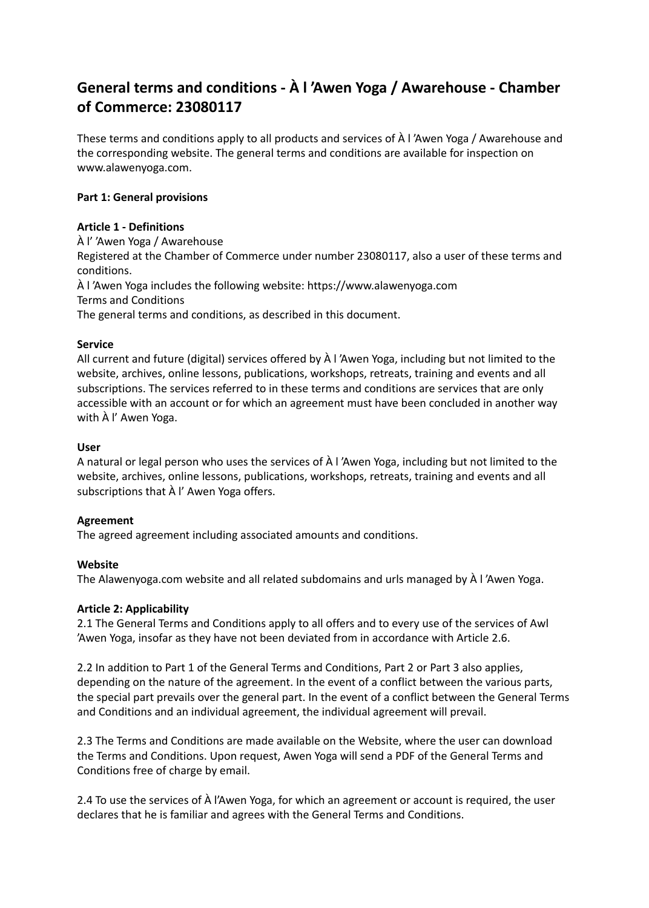# General terms and conditions - À l 'Awen Yoga / Awarehouse - Chamber of Commerce: 23080117

These terms and conditions apply to all products and services of À l 'Awen Yoga / Awarehouse and the corresponding website. The general terms and conditions are available for inspection on www.alawenyoga.com.

**Part 1: General provisions**

**Article 1 - Definitions**

À l' 'Awen Yoga / Awarehouse
Registered at the Chamber of Commerce under number 23080117, also a user of these terms and conditions.
À l 'Awen Yoga includes the following website: https://www.alawenyoga.com
Terms and Conditions
The general terms and conditions, as described in this document.

**Service**

All current and future (digital) services offered by À l 'Awen Yoga, including but not limited to the website, archives, online lessons, publications, workshops, retreats, training and events and all subscriptions. The services referred to in these terms and conditions are services that are only accessible with an account or for which an agreement must have been concluded in another way with À l' Awen Yoga.

**User**

A natural or legal person who uses the services of À l 'Awen Yoga, including but not limited to the website, archives, online lessons, publications, workshops, retreats, training and events and all subscriptions that À l' Awen Yoga offers.

**Agreement**

The agreed agreement including associated amounts and conditions.

**Website**

The Alawenyoga.com website and all related subdomains and urls managed by À l 'Awen Yoga.

**Article 2: Applicability**

2.1 The General Terms and Conditions apply to all offers and to every use of the services of Awl 'Awen Yoga, insofar as they have not been deviated from in accordance with Article 2.6.

2.2 In addition to Part 1 of the General Terms and Conditions, Part 2 or Part 3 also applies, depending on the nature of the agreement. In the event of a conflict between the various parts, the special part prevails over the general part. In the event of a conflict between the General Terms and Conditions and an individual agreement, the individual agreement will prevail.

2.3 The Terms and Conditions are made available on the Website, where the user can download the Terms and Conditions. Upon request, Awen Yoga will send a PDF of the General Terms and Conditions free of charge by email.

2.4 To use the services of À l'Awen Yoga, for which an agreement or account is required, the user declares that he is familiar and agrees with the General Terms and Conditions.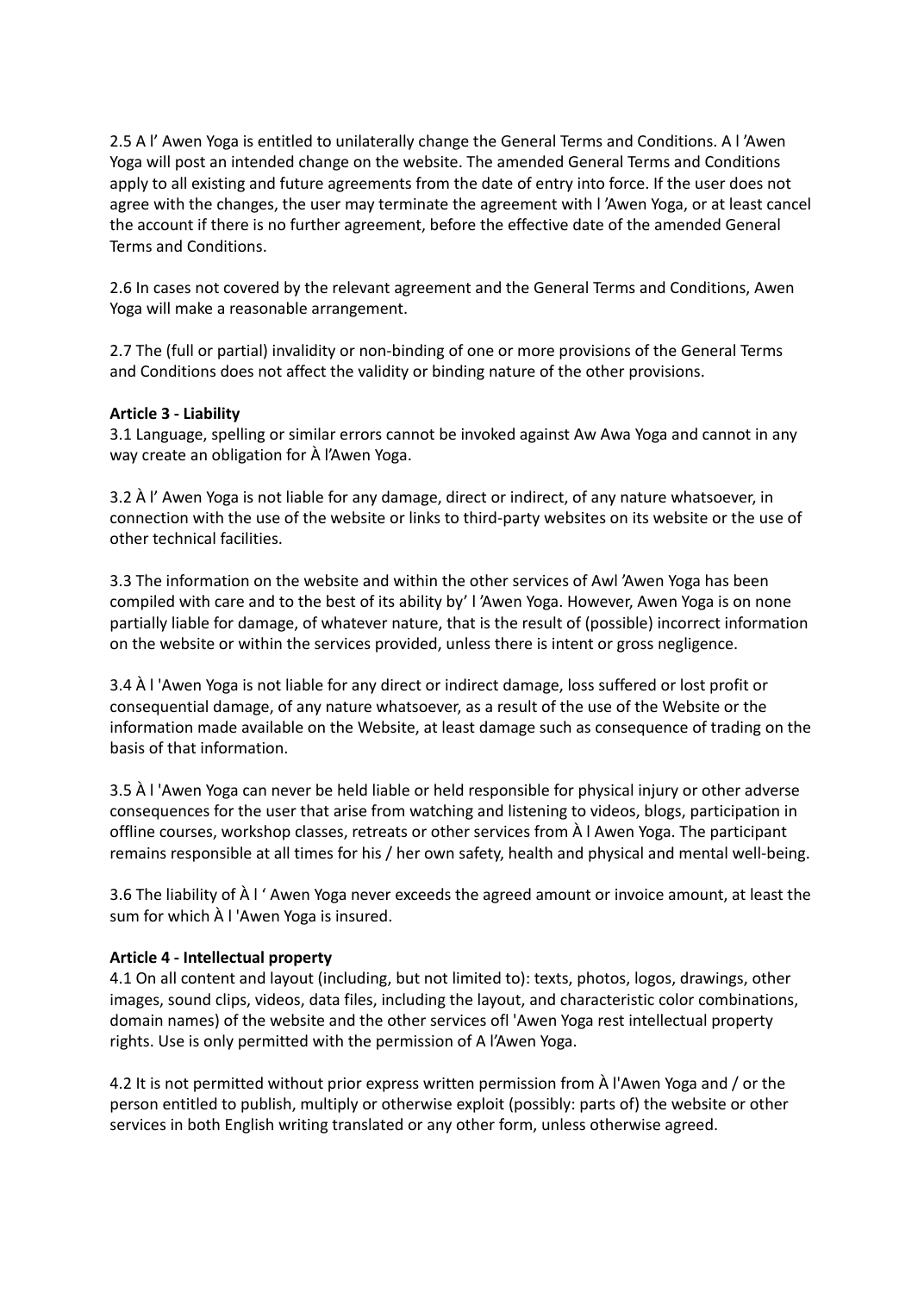2.5 A l' Awen Yoga is entitled to unilaterally change the General Terms and Conditions. A l 'Awen Yoga will post an intended change on the website. The amended General Terms and Conditions apply to all existing and future agreements from the date of entry into force. If the user does not agree with the changes, the user may terminate the agreement with l 'Awen Yoga, or at least cancel the account if there is no further agreement, before the effective date of the amended General Terms and Conditions.

2.6 In cases not covered by the relevant agreement and the General Terms and Conditions, Awen Yoga will make a reasonable arrangement.

2.7 The (full or partial) invalidity or non-binding of one or more provisions of the General Terms and Conditions does not affect the validity or binding nature of the other provisions.

**Article 3 - Liability**

3.1 Language, spelling or similar errors cannot be invoked against Aw Awa Yoga and cannot in any way create an obligation for À l'Awen Yoga.

3.2 À l' Awen Yoga is not liable for any damage, direct or indirect, of any nature whatsoever, in connection with the use of the website or links to third-party websites on its website or the use of other technical facilities.

3.3 The information on the website and within the other services of Awl 'Awen Yoga has been compiled with care and to the best of its ability by' l 'Awen Yoga. However, Awen Yoga is on none partially liable for damage, of whatever nature, that is the result of (possible) incorrect information on the website or within the services provided, unless there is intent or gross negligence.

3.4 À l 'Awen Yoga is not liable for any direct or indirect damage, loss suffered or lost profit or consequential damage, of any nature whatsoever, as a result of the use of the Website or the information made available on the Website, at least damage such as consequence of trading on the basis of that information.

3.5 À l 'Awen Yoga can never be held liable or held responsible for physical injury or other adverse consequences for the user that arise from watching and listening to videos, blogs, participation in offline courses, workshop classes, retreats or other services from À l Awen Yoga. The participant remains responsible at all times for his / her own safety, health and physical and mental well-being.

3.6 The liability of À l ' Awen Yoga never exceeds the agreed amount or invoice amount, at least the sum for which À l 'Awen Yoga is insured.

**Article 4 - Intellectual property**

4.1 On all content and layout (including, but not limited to): texts, photos, logos, drawings, other images, sound clips, videos, data files, including the layout, and characteristic color combinations, domain names) of the website and the other services ofl 'Awen Yoga rest intellectual property rights. Use is only permitted with the permission of A l'Awen Yoga.

4.2 It is not permitted without prior express written permission from À l'Awen Yoga and / or the person entitled to publish, multiply or otherwise exploit (possibly: parts of) the website or other services in both English writing translated or any other form, unless otherwise agreed.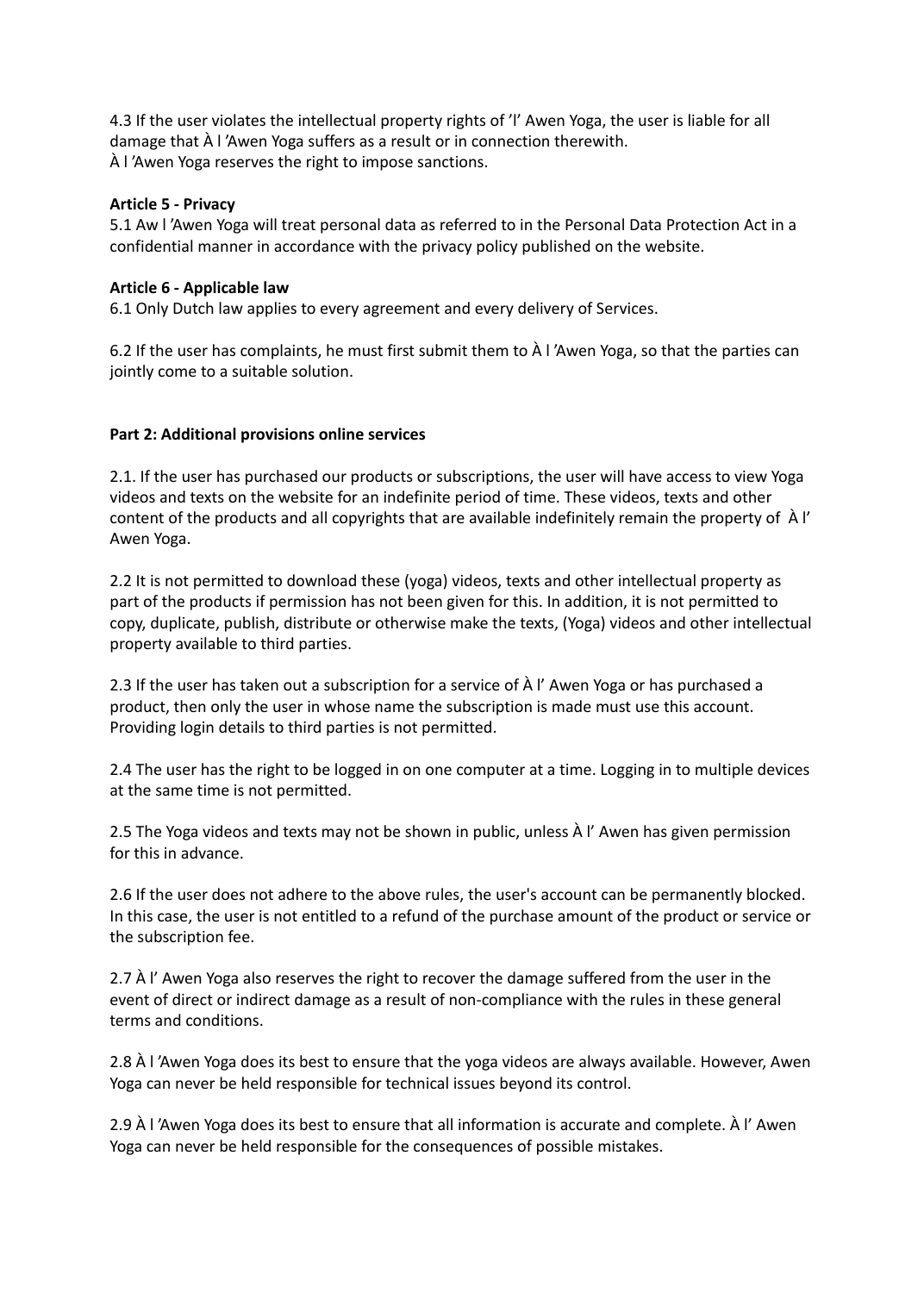4.3 If the user violates the intellectual property rights of 'l' Awen Yoga, the user is liable for all damage that À l 'Awen Yoga suffers as a result or in connection therewith.
À l 'Awen Yoga reserves the right to impose sanctions.

**Article 5 - Privacy**

5.1 Aw l 'Awen Yoga will treat personal data as referred to in the Personal Data Protection Act in a confidential manner in accordance with the privacy policy published on the website.

**Article 6 - Applicable law**

6.1 Only Dutch law applies to every agreement and every delivery of Services.

6.2 If the user has complaints, he must first submit them to À l 'Awen Yoga, so that the parties can jointly come to a suitable solution.

**Part 2: Additional provisions online services**

2.1. If the user has purchased our products or subscriptions, the user will have access to view Yoga videos and texts on the website for an indefinite period of time. These videos, texts and other content of the products and all copyrights that are available indefinitely remain the property of À l' Awen Yoga.

2.2 It is not permitted to download these (yoga) videos, texts and other intellectual property as part of the products if permission has not been given for this. In addition, it is not permitted to copy, duplicate, publish, distribute or otherwise make the texts, (Yoga) videos and other intellectual property available to third parties.

2.3 If the user has taken out a subscription for a service of À l' Awen Yoga or has purchased a product, then only the user in whose name the subscription is made must use this account. Providing login details to third parties is not permitted.

2.4 The user has the right to be logged in on one computer at a time. Logging in to multiple devices at the same time is not permitted.

2.5 The Yoga videos and texts may not be shown in public, unless À l' Awen has given permission for this in advance.

2.6 If the user does not adhere to the above rules, the user's account can be permanently blocked. In this case, the user is not entitled to a refund of the purchase amount of the product or service or the subscription fee.

2.7 À l' Awen Yoga also reserves the right to recover the damage suffered from the user in the event of direct or indirect damage as a result of non-compliance with the rules in these general terms and conditions.

2.8 À l 'Awen Yoga does its best to ensure that the yoga videos are always available. However, Awen Yoga can never be held responsible for technical issues beyond its control.

2.9 À l 'Awen Yoga does its best to ensure that all information is accurate and complete. À l' Awen Yoga can never be held responsible for the consequences of possible mistakes.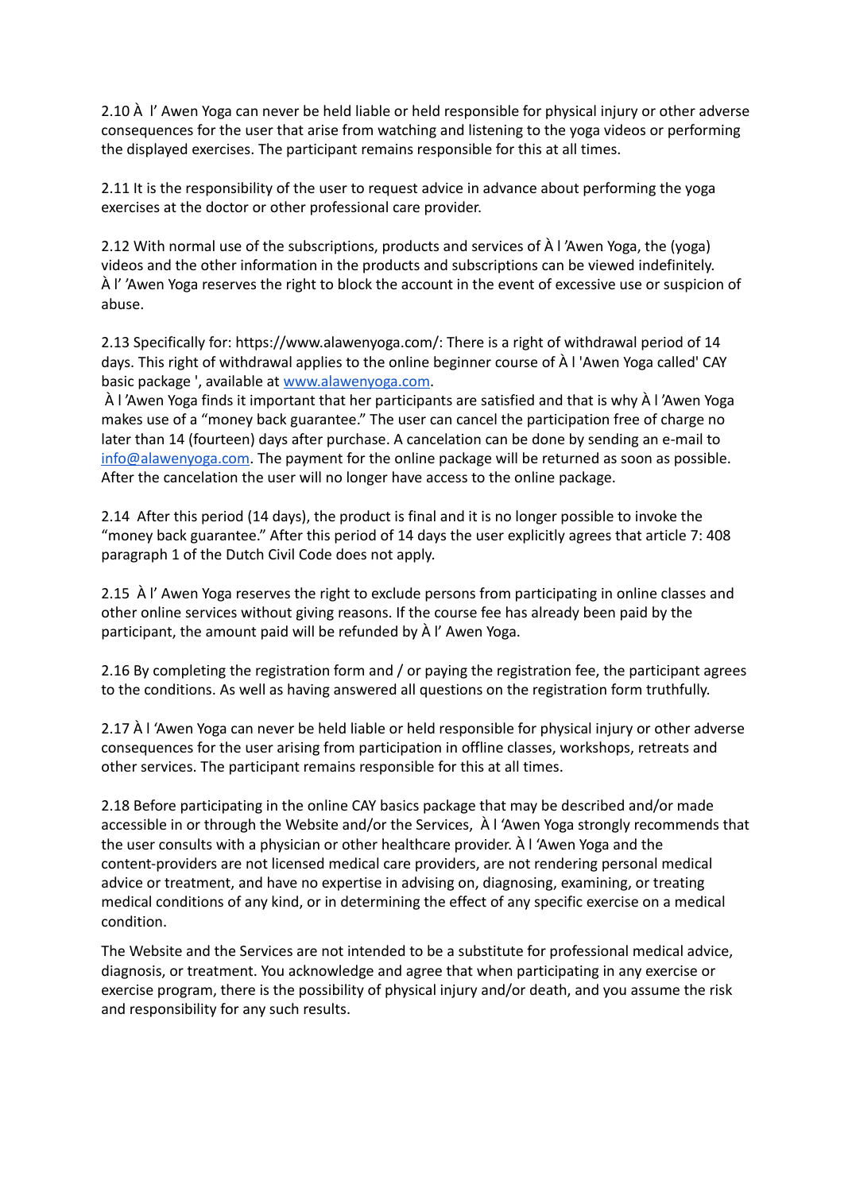2.10 À l' Awen Yoga can never be held liable or held responsible for physical injury or other adverse consequences for the user that arise from watching and listening to the yoga videos or performing the displayed exercises. The participant remains responsible for this at all times.

2.11 It is the responsibility of the user to request advice in advance about performing the yoga exercises at the doctor or other professional care provider.

2.12 With normal use of the subscriptions, products and services of À l 'Awen Yoga, the (yoga) videos and the other information in the products and subscriptions can be viewed indefinitely. À l' 'Awen Yoga reserves the right to block the account in the event of excessive use or suspicion of abuse.

2.13 Specifically for: https://www.alawenyoga.com/: There is a right of withdrawal period of 14 days. This right of withdrawal applies to the online beginner course of À l 'Awen Yoga called' CAY basic package ', available at [www.alawenyoga.com](www.alawenyoga.com).
À l 'Awen Yoga finds it important that her participants are satisfied and that is why À l 'Awen Yoga makes use of a "money back guarantee." The user can cancel the participation free of charge no later than 14 (fourteen) days after purchase. A cancelation can be done by sending an e-mail to [info@alawenyoga.com](mailto:info@alawenyoga.com). The payment for the online package will be returned as soon as possible. After the cancelation the user will no longer have access to the online package.

2.14 After this period (14 days), the product is final and it is no longer possible to invoke the "money back guarantee." After this period of 14 days the user explicitly agrees that article 7: 408 paragraph 1 of the Dutch Civil Code does not apply.

2.15 À l' Awen Yoga reserves the right to exclude persons from participating in online classes and other online services without giving reasons. If the course fee has already been paid by the participant, the amount paid will be refunded by À l' Awen Yoga.

2.16 By completing the registration form and / or paying the registration fee, the participant agrees to the conditions. As well as having answered all questions on the registration form truthfully.

2.17 À l 'Awen Yoga can never be held liable or held responsible for physical injury or other adverse consequences for the user arising from participation in offline classes, workshops, retreats and other services. The participant remains responsible for this at all times.

2.18 Before participating in the online CAY basics package that may be described and/or made accessible in or through the Website and/or the Services, À l 'Awen Yoga strongly recommends that the user consults with a physician or other healthcare provider. À l 'Awen Yoga and the content-providers are not licensed medical care providers, are not rendering personal medical advice or treatment, and have no expertise in advising on, diagnosing, examining, or treating medical conditions of any kind, or in determining the effect of any specific exercise on a medical condition.

The Website and the Services are not intended to be a substitute for professional medical advice, diagnosis, or treatment. You acknowledge and agree that when participating in any exercise or exercise program, there is the possibility of physical injury and/or death, and you assume the risk and responsibility for any such results.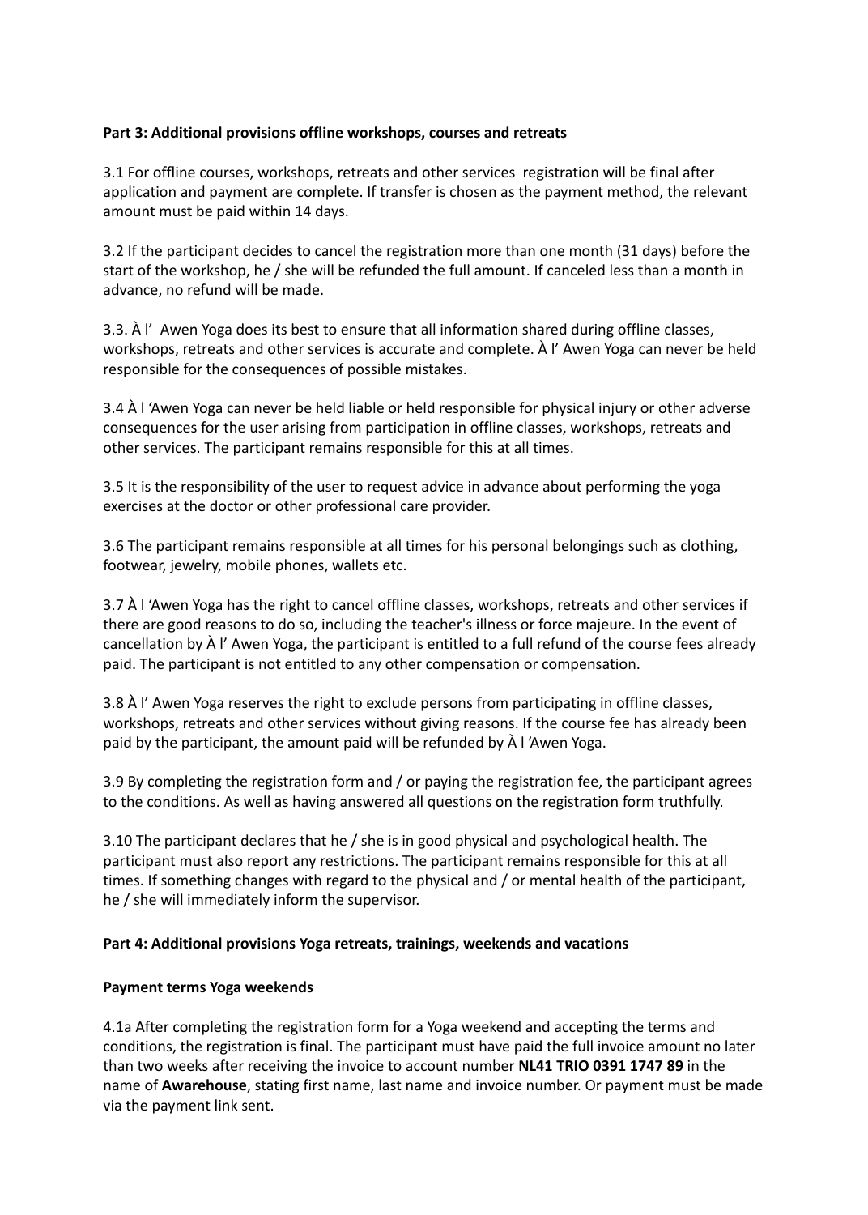**Part 3: Additional provisions offline workshops, courses and retreats**

3.1 For offline courses, workshops, retreats and other services registration will be final after application and payment are complete. If transfer is chosen as the payment method, the relevant amount must be paid within 14 days.

3.2 If the participant decides to cancel the registration more than one month (31 days) before the start of the workshop, he / she will be refunded the full amount. If canceled less than a month in advance, no refund will be made.

3.3. À l' Awen Yoga does its best to ensure that all information shared during offline classes, workshops, retreats and other services is accurate and complete. À l' Awen Yoga can never be held responsible for the consequences of possible mistakes.

3.4 À l 'Awen Yoga can never be held liable or held responsible for physical injury or other adverse consequences for the user arising from participation in offline classes, workshops, retreats and other services. The participant remains responsible for this at all times.

3.5 It is the responsibility of the user to request advice in advance about performing the yoga exercises at the doctor or other professional care provider.

3.6 The participant remains responsible at all times for his personal belongings such as clothing, footwear, jewelry, mobile phones, wallets etc.

3.7 À l 'Awen Yoga has the right to cancel offline classes, workshops, retreats and other services if there are good reasons to do so, including the teacher's illness or force majeure. In the event of cancellation by À l' Awen Yoga, the participant is entitled to a full refund of the course fees already paid. The participant is not entitled to any other compensation or compensation.

3.8 À l' Awen Yoga reserves the right to exclude persons from participating in offline classes, workshops, retreats and other services without giving reasons. If the course fee has already been paid by the participant, the amount paid will be refunded by À l 'Awen Yoga.

3.9 By completing the registration form and / or paying the registration fee, the participant agrees to the conditions. As well as having answered all questions on the registration form truthfully.

3.10 The participant declares that he / she is in good physical and psychological health. The participant must also report any restrictions. The participant remains responsible for this at all times. If something changes with regard to the physical and / or mental health of the participant, he / she will immediately inform the supervisor.

**Part 4: Additional provisions Yoga retreats, trainings, weekends and vacations**

**Payment terms Yoga weekends**

4.1a After completing the registration form for a Yoga weekend and accepting the terms and conditions, the registration is final. The participant must have paid the full invoice amount no later than two weeks after receiving the invoice to account number **NL41 TRIO 0391 1747 89** in the name of **Awarehouse**, stating first name, last name and invoice number. Or payment must be made via the payment link sent.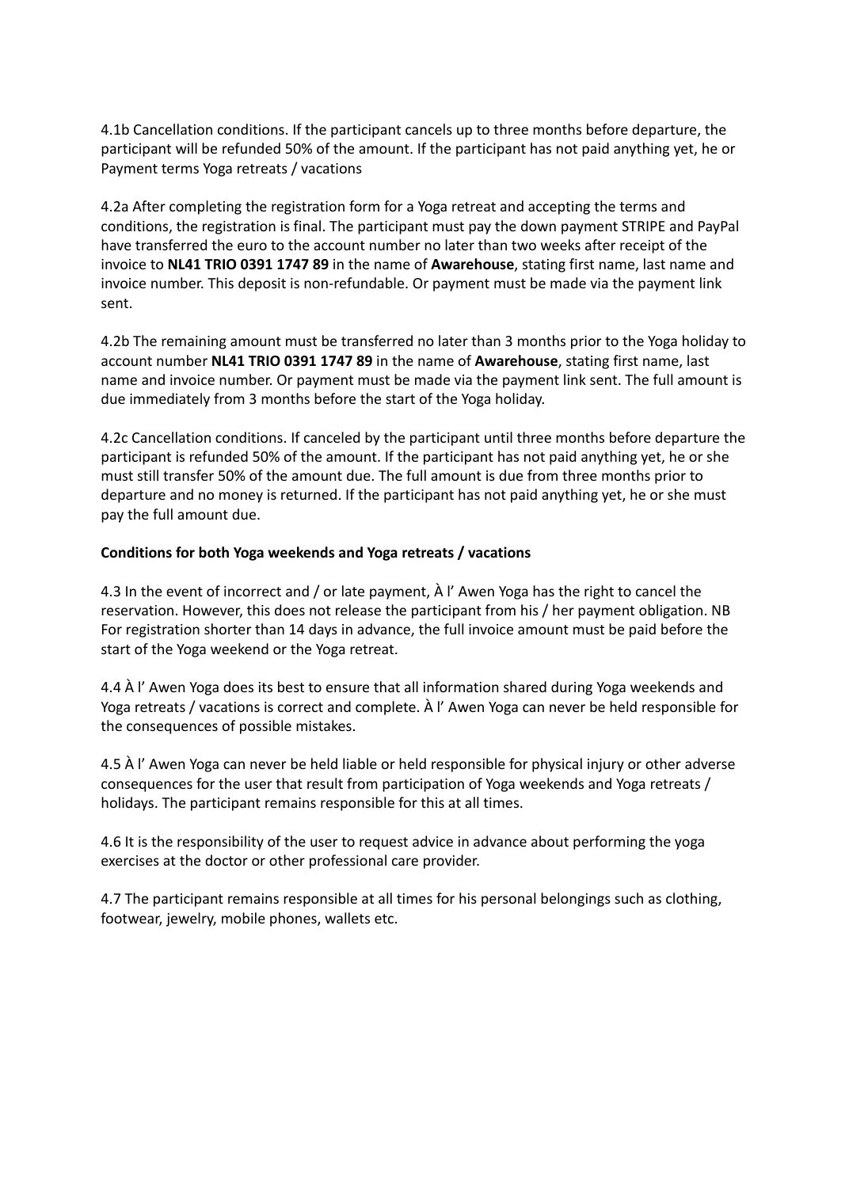4.1b Cancellation conditions. If the participant cancels up to three months before departure, the participant will be refunded 50% of the amount. If the participant has not paid anything yet, he or Payment terms Yoga retreats / vacations

4.2a After completing the registration form for a Yoga retreat and accepting the terms and conditions, the registration is final. The participant must pay the down payment STRIPE and PayPal have transferred the euro to the account number no later than two weeks after receipt of the invoice to **NL41 TRIO 0391 1747 89** in the name of **Awarehouse**, stating first name, last name and invoice number. This deposit is non-refundable. Or payment must be made via the payment link sent.

4.2b The remaining amount must be transferred no later than 3 months prior to the Yoga holiday to account number **NL41 TRIO 0391 1747 89** in the name of **Awarehouse**, stating first name, last name and invoice number. Or payment must be made via the payment link sent. The full amount is due immediately from 3 months before the start of the Yoga holiday.

4.2c Cancellation conditions. If canceled by the participant until three months before departure the participant is refunded 50% of the amount. If the participant has not paid anything yet, he or she must still transfer 50% of the amount due. The full amount is due from three months prior to departure and no money is returned. If the participant has not paid anything yet, he or she must pay the full amount due.

**Conditions for both Yoga weekends and Yoga retreats / vacations**

4.3 In the event of incorrect and / or late payment, À l' Awen Yoga has the right to cancel the reservation. However, this does not release the participant from his / her payment obligation. NB For registration shorter than 14 days in advance, the full invoice amount must be paid before the start of the Yoga weekend or the Yoga retreat.

4.4 À l' Awen Yoga does its best to ensure that all information shared during Yoga weekends and Yoga retreats / vacations is correct and complete. À l' Awen Yoga can never be held responsible for the consequences of possible mistakes.

4.5 À l' Awen Yoga can never be held liable or held responsible for physical injury or other adverse consequences for the user that result from participation of Yoga weekends and Yoga retreats / holidays. The participant remains responsible for this at all times.

4.6 It is the responsibility of the user to request advice in advance about performing the yoga exercises at the doctor or other professional care provider.

4.7 The participant remains responsible at all times for his personal belongings such as clothing, footwear, jewelry, mobile phones, wallets etc.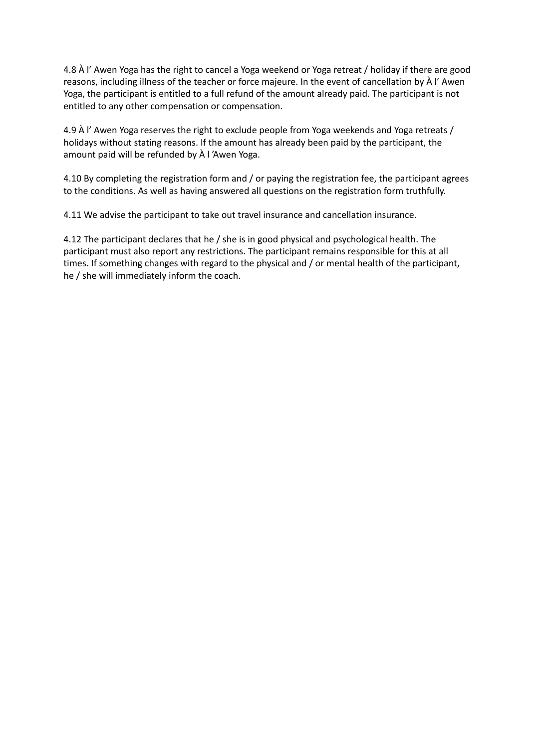4.8 À l' Awen Yoga has the right to cancel a Yoga weekend or Yoga retreat / holiday if there are good reasons, including illness of the teacher or force majeure. In the event of cancellation by À l' Awen Yoga, the participant is entitled to a full refund of the amount already paid. The participant is not entitled to any other compensation or compensation.

4.9 À l' Awen Yoga reserves the right to exclude people from Yoga weekends and Yoga retreats / holidays without stating reasons. If the amount has already been paid by the participant, the amount paid will be refunded by À l 'Awen Yoga.

4.10 By completing the registration form and / or paying the registration fee, the participant agrees to the conditions. As well as having answered all questions on the registration form truthfully.

4.11 We advise the participant to take out travel insurance and cancellation insurance.

4.12 The participant declares that he / she is in good physical and psychological health. The participant must also report any restrictions. The participant remains responsible for this at all times. If something changes with regard to the physical and / or mental health of the participant, he / she will immediately inform the coach.